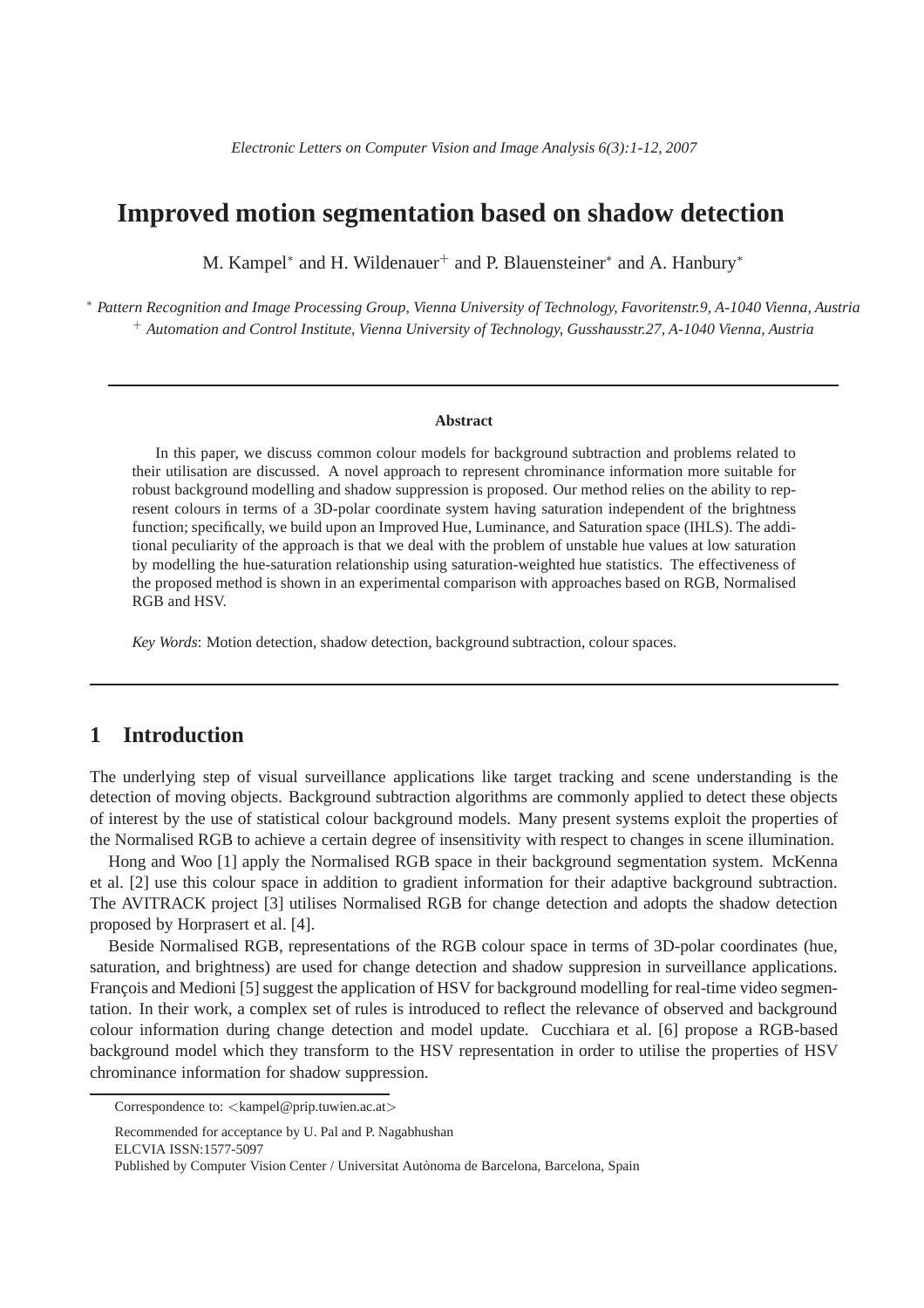# Improved motion segmentation based on shadow detection

M. Kampel[*] and H. Wildenauer[+] and P. Blauensteiner[*] and A. Hanbury[*]

[*] *Pattern Recognition and Image Processing Group, Vienna University of Technology, Favoritenstr.9, A-1040 Vienna, Austria*
[+] *Automation and Control Institute, Vienna University of Technology, Gusshausstr.27, A-1040 Vienna, Austria*

---

**Abstract**

In this paper, we discuss common colour models for background subtraction and problems related to their utilisation are discussed. A novel approach to represent chrominance information more suitable for robust background modelling and shadow suppression is proposed. Our method relies on the ability to represent colours in terms of a 3D-polar coordinate system having saturation independent of the brightness function; specifically, we build upon an Improved Hue, Luminance, and Saturation space (IHLS). The additional peculiarity of the approach is that we deal with the problem of unstable hue values at low saturation by modelling the hue-saturation relationship using saturation-weighted hue statistics. The effectiveness of the proposed method is shown in an experimental comparison with approaches based on RGB, Normalised RGB and HSV.

*Key Words*: Motion detection, shadow detection, background subtraction, colour spaces.

---

## 1 Introduction

The underlying step of visual surveillance applications like target tracking and scene understanding is the detection of moving objects. Background subtraction algorithms are commonly applied to detect these objects of interest by the use of statistical colour background models. Many present systems exploit the properties of the Normalised RGB to achieve a certain degree of insensitivity with respect to changes in scene illumination.

Hong and Woo [1] apply the Normalised RGB space in their background segmentation system. McKenna et al. [2] use this colour space in addition to gradient information for their adaptive background subtraction. The AVITRACK project [3] utilises Normalised RGB for change detection and adopts the shadow detection proposed by Horprasert et al. [4].

Beside Normalised RGB, representations of the RGB colour space in terms of 3D-polar coordinates (hue, saturation, and brightness) are used for change detection and shadow suppresion in surveillance applications. François and Medioni [5] suggest the application of HSV for background modelling for real-time video segmentation. In their work, a complex set of rules is introduced to reflect the relevance of observed and background colour information during change detection and model update. Cucchiara et al. [6] propose a RGB-based background model which they transform to the HSV representation in order to utilise the properties of HSV chrominance information for shadow suppression.

---

Correspondence to: <kampel@prip.tuwien.ac.at>

Recommended for acceptance by U. Pal and P. Nagabhushan
ELCVIA ISSN:1577-5097
Published by Computer Vision Center / Universitat Autònoma de Barcelona, Barcelona, Spain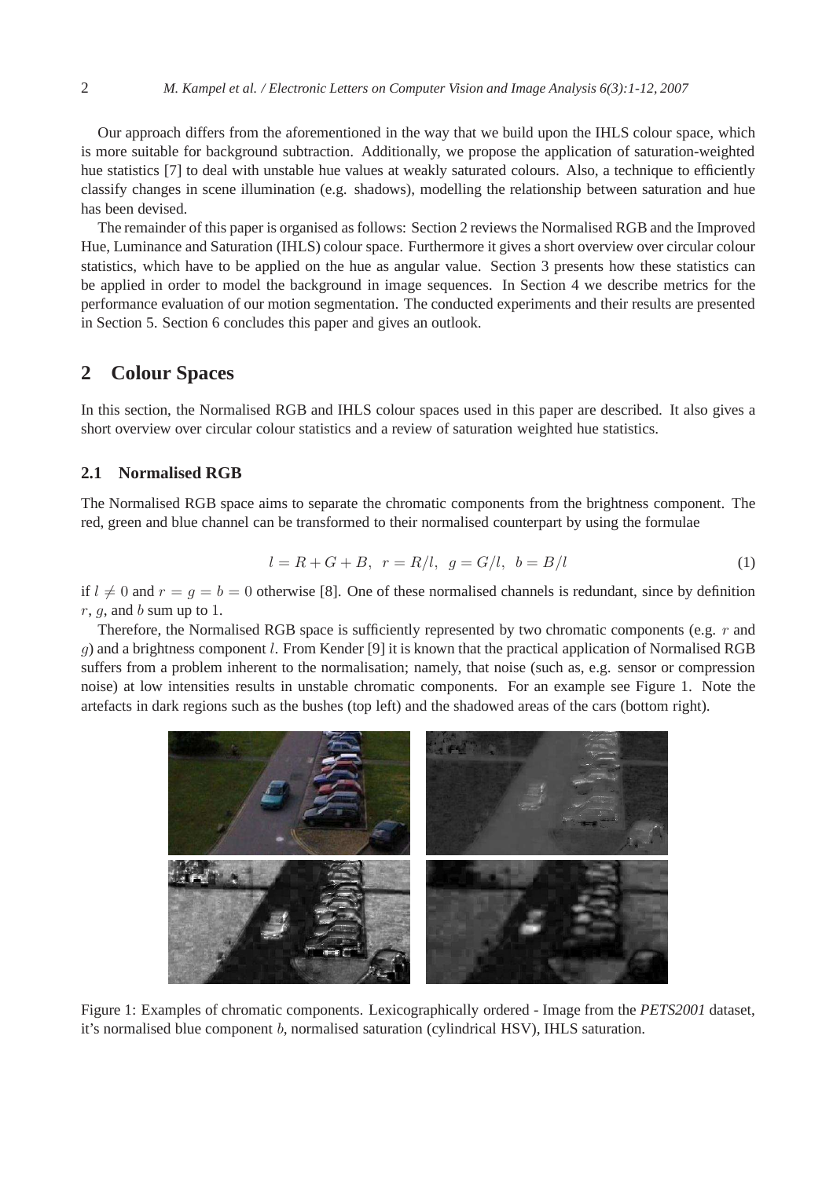Our approach differs from the aforementioned in the way that we build upon the IHLS colour space, which is more suitable for background subtraction. Additionally, we propose the application of saturation-weighted hue statistics [7] to deal with unstable hue values at weakly saturated colours. Also, a technique to efficiently classify changes in scene illumination (e.g. shadows), modelling the relationship between saturation and hue has been devised.

The remainder of this paper is organised as follows: Section 2 reviews the Normalised RGB and the Improved Hue, Luminance and Saturation (IHLS) colour space. Furthermore it gives a short overview over circular colour statistics, which have to be applied on the hue as angular value. Section 3 presents how these statistics can be applied in order to model the background in image sequences. In Section 4 we describe metrics for the performance evaluation of our motion segmentation. The conducted experiments and their results are presented in Section 5. Section 6 concludes this paper and gives an outlook.

## 2 Colour Spaces

In this section, the Normalised RGB and IHLS colour spaces used in this paper are described. It also gives a short overview over circular colour statistics and a review of saturation weighted hue statistics.

### 2.1 Normalised RGB

The Normalised RGB space aims to separate the chromatic components from the brightness component. The red, green and blue channel can be transformed to their normalised counterpart by using the formulae

$$l = R + G + B, \;\; r = R/l, \;\; g = G/l, \;\; b = B/l \tag{1}$$

if $l \neq 0$ and $r = g = b = 0$ otherwise [8]. One of these normalised channels is redundant, since by definition $r$, $g$, and $b$ sum up to 1.

Therefore, the Normalised RGB space is sufficiently represented by two chromatic components (e.g. $r$ and $g$) and a brightness component $l$. From Kender [9] it is known that the practical application of Normalised RGB suffers from a problem inherent to the normalisation; namely, that noise (such as, e.g. sensor or compression noise) at low intensities results in unstable chromatic components. For an example see Figure 1. Note the artefacts in dark regions such as the bushes (top left) and the shadowed areas of the cars (bottom right).

Figure 1: Examples of chromatic components. Lexicographically ordered - Image from the *PETS2001* dataset, it's normalised blue component $b$, normalised saturation (cylindrical HSV), IHLS saturation.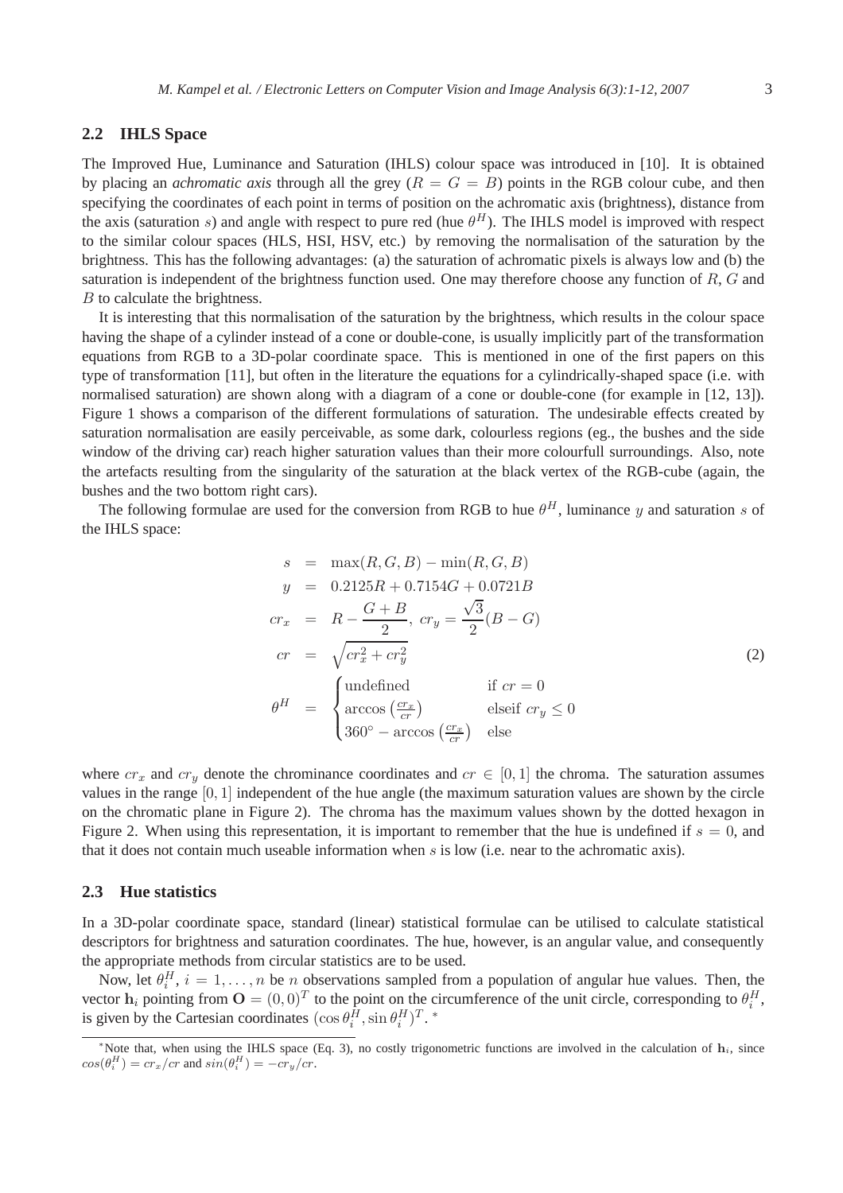## 2.2 IHLS Space

The Improved Hue, Luminance and Saturation (IHLS) colour space was introduced in [10]. It is obtained by placing an *achromatic axis* through all the grey ($R = G = B$) points in the RGB colour cube, and then specifying the coordinates of each point in terms of position on the achromatic axis (brightness), distance from the axis (saturation $s$) and angle with respect to pure red (hue $\theta^H$). The IHLS model is improved with respect to the similar colour spaces (HLS, HSI, HSV, etc.) by removing the normalisation of the saturation by the brightness. This has the following advantages: (a) the saturation of achromatic pixels is always low and (b) the saturation is independent of the brightness function used. One may therefore choose any function of $R$, $G$ and $B$ to calculate the brightness.

It is interesting that this normalisation of the saturation by the brightness, which results in the colour space having the shape of a cylinder instead of a cone or double-cone, is usually implicitly part of the transformation equations from RGB to a 3D-polar coordinate space. This is mentioned in one of the first papers on this type of transformation [11], but often in the literature the equations for a cylindrically-shaped space (i.e. with normalised saturation) are shown along with a diagram of a cone or double-cone (for example in [12, 13]). Figure 1 shows a comparison of the different formulations of saturation. The undesirable effects created by saturation normalisation are easily perceivable, as some dark, colourless regions (eg., the bushes and the side window of the driving car) reach higher saturation values than their more colourfull surroundings. Also, note the artefacts resulting from the singularity of the saturation at the black vertex of the RGB-cube (again, the bushes and the two bottom right cars).

The following formulae are used for the conversion from RGB to hue $\theta^H$, luminance $y$ and saturation $s$ of the IHLS space:

$$
\begin{aligned}
s &= \max(R,G,B) - \min(R,G,B) \\
y &= 0.2125R + 0.7154G + 0.0721B \\
cr_x &= R - \frac{G+B}{2}, \; cr_y = \frac{\sqrt{3}}{2}(B-G) \\
cr &= \sqrt{cr_x^2 + cr_y^2} \\
\theta^H &= \begin{cases} \text{undefined} & \text{if } cr = 0 \\ \arccos\left(\frac{cr_x}{cr}\right) & \text{elseif } cr_y \leq 0 \\ 360^\circ - \arccos\left(\frac{cr_x}{cr}\right) & \text{else} \end{cases}
\end{aligned}
\tag{2}
$$

where $cr_x$ and $cr_y$ denote the chrominance coordinates and $cr \in [0,1]$ the chroma. The saturation assumes values in the range $[0,1]$ independent of the hue angle (the maximum saturation values are shown by the circle on the chromatic plane in Figure 2). The chroma has the maximum values shown by the dotted hexagon in Figure 2. When using this representation, it is important to remember that the hue is undefined if $s = 0$, and that it does not contain much useable information when $s$ is low (i.e. near to the achromatic axis).

## 2.3 Hue statistics

In a 3D-polar coordinate space, standard (linear) statistical formulae can be utilised to calculate statistical descriptors for brightness and saturation coordinates. The hue, however, is an angular value, and consequently the appropriate methods from circular statistics are to be used.

Now, let $\theta_i^H$, $i = 1, \ldots, n$ be $n$ observations sampled from a population of angular hue values. Then, the vector $\mathbf{h}_i$ pointing from $\mathbf{O} = (0,0)^T$ to the point on the circumference of the unit circle, corresponding to $\theta_i^H$, is given by the Cartesian coordinates $(\cos\theta_i^H, \sin\theta_i^H)^T$. *

*Note that, when using the IHLS space (Eq. 3), no costly trigonometric functions are involved in the calculation of $\mathbf{h}_i$, since $cos(\theta_i^H) = cr_x/cr$ and $sin(\theta_i^H) = -cr_y/cr$.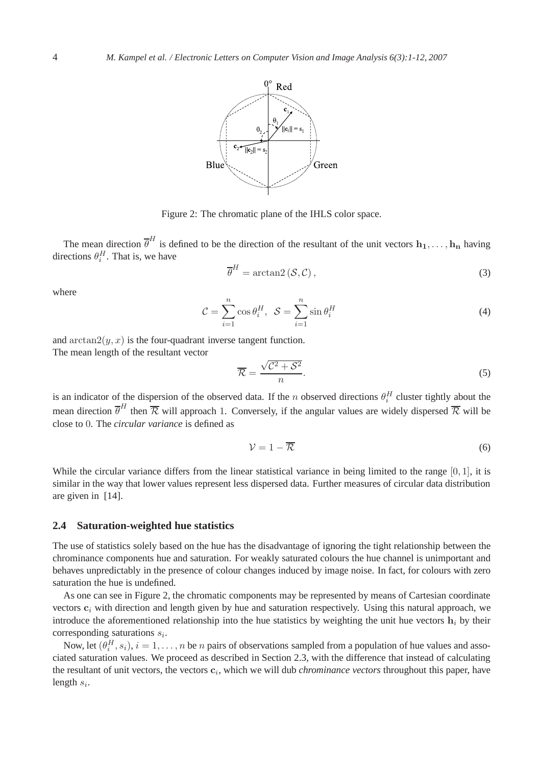Figure 2: The chromatic plane of the IHLS color space.

The mean direction $\overline{\theta}^H$ is defined to be the direction of the resultant of the unit vectors $\mathbf{h_1}, \ldots, \mathbf{h_n}$ having directions $\theta_i^H$. That is, we have

$$\overline{\theta}^H = \operatorname{arctan2}(\mathcal{S}, \mathcal{C}), \tag{3}$$

where

$$\mathcal{C} = \sum_{i=1}^{n} \cos \theta_i^H, \;\; \mathcal{S} = \sum_{i=1}^{n} \sin \theta_i^H \tag{4}$$

and $\operatorname{arctan2}(y, x)$ is the four-quadrant inverse tangent function.
The mean length of the resultant vector

$$\overline{\mathcal{R}} = \frac{\sqrt{\mathcal{C}^2 + \mathcal{S}^2}}{n}. \tag{5}$$

is an indicator of the dispersion of the observed data. If the $n$ observed directions $\theta_i^H$ cluster tightly about the mean direction $\overline{\theta}^H$ then $\overline{\mathcal{R}}$ will approach 1. Conversely, if the angular values are widely dispersed $\overline{\mathcal{R}}$ will be close to 0. The *circular variance* is defined as

$$\mathcal{V} = 1 - \overline{\mathcal{R}} \tag{6}$$

While the circular variance differs from the linear statistical variance in being limited to the range $[0, 1]$, it is similar in the way that lower values represent less dispersed data. Further measures of circular data distribution are given in [14].

### 2.4 Saturation-weighted hue statistics

The use of statistics solely based on the hue has the disadvantage of ignoring the tight relationship between the chrominance components hue and saturation. For weakly saturated colours the hue channel is unimportant and behaves unpredictably in the presence of colour changes induced by image noise. In fact, for colours with zero saturation the hue is undefined.

As one can see in Figure 2, the chromatic components may be represented by means of Cartesian coordinate vectors $\mathbf{c}_i$ with direction and length given by hue and saturation respectively. Using this natural approach, we introduce the aforementioned relationship into the hue statistics by weighting the unit hue vectors $\mathbf{h}_i$ by their corresponding saturations $s_i$.

Now, let $(\theta_i^H, s_i)$, $i = 1, \ldots, n$ be $n$ pairs of observations sampled from a population of hue values and associated saturation values. We proceed as described in Section 2.3, with the difference that instead of calculating the resultant of unit vectors, the vectors $\mathbf{c}_i$, which we will dub *chrominance vectors* throughout this paper, have length $s_i$.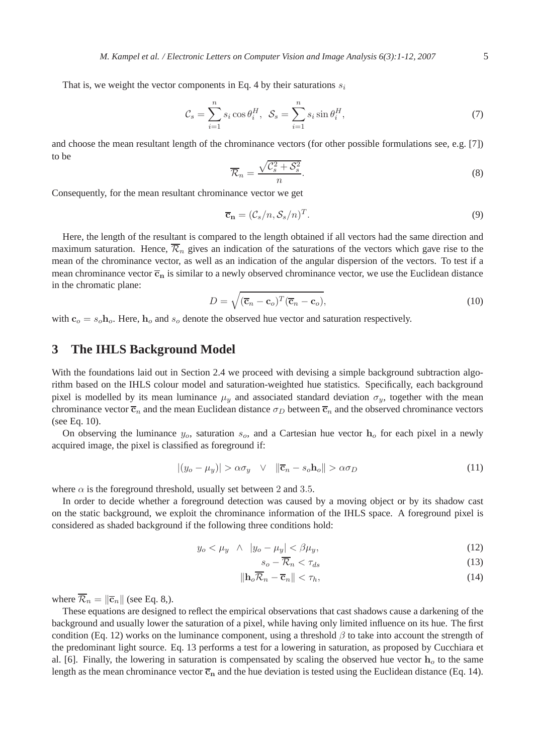That is, we weight the vector components in Eq. 4 by their saturations $s_i$

$$\mathcal{C}_s = \sum_{i=1}^{n} s_i \cos\theta_i^H, \;\; \mathcal{S}_s = \sum_{i=1}^{n} s_i \sin\theta_i^H, \tag{7}$$

and choose the mean resultant length of the chrominance vectors (for other possible formulations see, e.g. [7]) to be

$$\overline{\mathcal{R}}_n = \frac{\sqrt{\mathcal{C}_s^2 + \mathcal{S}_s^2}}{n}. \tag{8}$$

Consequently, for the mean resultant chrominance vector we get

$$\overline{\mathbf{c}}_\mathbf{n} = (\mathcal{C}_s/n, \mathcal{S}_s/n)^T. \tag{9}$$

Here, the length of the resultant is compared to the length obtained if all vectors had the same direction and maximum saturation. Hence, $\overline{\mathcal{R}}_n$ gives an indication of the saturations of the vectors which gave rise to the mean of the chrominance vector, as well as an indication of the angular dispersion of the vectors. To test if a mean chrominance vector $\overline{\mathbf{c}}_\mathbf{n}$ is similar to a newly observed chrominance vector, we use the Euclidean distance in the chromatic plane:

$$D = \sqrt{(\overline{\mathbf{c}}_n - \mathbf{c}_o)^T(\overline{\mathbf{c}}_n - \mathbf{c}_o)}, \tag{10}$$

with $\mathbf{c}_o = s_o\mathbf{h}_o$. Here, $\mathbf{h}_o$ and $s_o$ denote the observed hue vector and saturation respectively.

## 3 The IHLS Background Model

With the foundations laid out in Section 2.4 we proceed with devising a simple background subtraction algorithm based on the IHLS colour model and saturation-weighted hue statistics. Specifically, each background pixel is modelled by its mean luminance $\mu_y$ and associated standard deviation $\sigma_y$, together with the mean chrominance vector $\overline{\mathbf{c}}_n$ and the mean Euclidean distance $\sigma_D$ between $\overline{\mathbf{c}}_n$ and the observed chrominance vectors (see Eq. 10).

On observing the luminance $y_o$, saturation $s_o$, and a Cartesian hue vector $\mathbf{h}_o$ for each pixel in a newly acquired image, the pixel is classified as foreground if:

$$|(y_o - \mu_y)| > \alpha\sigma_y \quad \vee \quad \|\overline{\mathbf{c}}_n - s_o\mathbf{h}_o\| > \alpha\sigma_D \tag{11}$$

where $\alpha$ is the foreground threshold, usually set between $2$ and $3.5$.

In order to decide whether a foreground detection was caused by a moving object or by its shadow cast on the static background, we exploit the chrominance information of the IHLS space. A foreground pixel is considered as shaded background if the following three conditions hold:

$$y_o < \mu_y \;\; \wedge \;\; |y_o - \mu_y| < \beta\mu_y, \tag{12}$$

$$s_o - \overline{\mathcal{R}}_n < \tau_{ds} \tag{13}$$

$$\|\mathbf{h}_o\overline{\mathcal{R}}_n - \overline{\mathbf{c}}_n\| < \tau_h, \tag{14}$$

where $\overline{\mathcal{R}}_n = \|\overline{\mathbf{c}}_n\|$ (see Eq. 8,).

These equations are designed to reflect the empirical observations that cast shadows cause a darkening of the background and usually lower the saturation of a pixel, while having only limited influence on its hue. The first condition (Eq. 12) works on the luminance component, using a threshold $\beta$ to take into account the strength of the predominant light source. Eq. 13 performs a test for a lowering in saturation, as proposed by Cucchiara et al. [6]. Finally, the lowering in saturation is compensated by scaling the observed hue vector $\mathbf{h}_o$ to the same length as the mean chrominance vector $\overline{\mathbf{c}}_\mathbf{n}$ and the hue deviation is tested using the Euclidean distance (Eq. 14).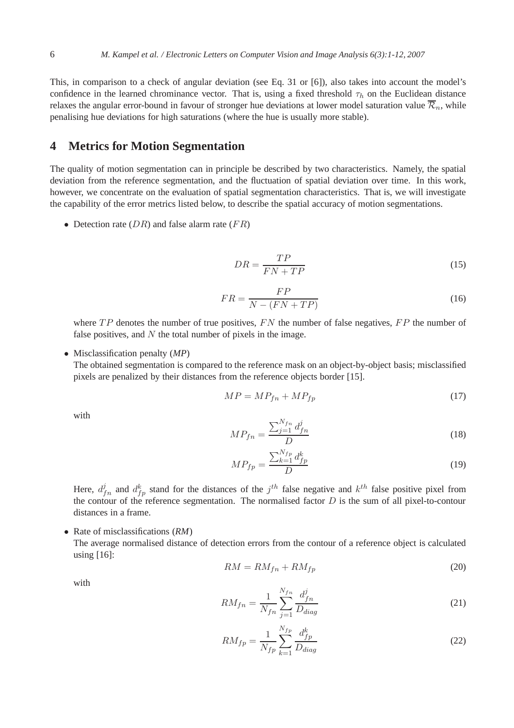This, in comparison to a check of angular deviation (see Eq. 31 or [6]), also takes into account the model's confidence in the learned chrominance vector. That is, using a fixed threshold $\tau_h$ on the Euclidean distance relaxes the angular error-bound in favour of stronger hue deviations at lower model saturation value $\overline{\mathcal{R}}_n$, while penalising hue deviations for high saturations (where the hue is usually more stable).

## 4 Metrics for Motion Segmentation

The quality of motion segmentation can in principle be described by two characteristics. Namely, the spatial deviation from the reference segmentation, and the fluctuation of spatial deviation over time. In this work, however, we concentrate on the evaluation of spatial segmentation characteristics. That is, we will investigate the capability of the error metrics listed below, to describe the spatial accuracy of motion segmentations.

- Detection rate ($DR$) and false alarm rate ($FR$)

$$DR = \frac{TP}{FN + TP} \tag{15}$$

$$FR = \frac{FP}{N - (FN + TP)} \tag{16}$$

  where $TP$ denotes the number of true positives, $FN$ the number of false negatives, $FP$ the number of false positives, and $N$ the total number of pixels in the image.

- Misclassification penalty (*MP*)
  The obtained segmentation is compared to the reference mask on an object-by-object basis; misclassified pixels are penalized by their distances from the reference objects border [15].

$$MP = MP_{fn} + MP_{fp} \tag{17}$$

  with

$$MP_{fn} = \frac{\sum_{j=1}^{N_{fn}} d_{fn}^{j}}{D} \tag{18}$$

$$MP_{fp} = \frac{\sum_{k=1}^{N_{fp}} d_{fp}^{k}}{D} \tag{19}$$

  Here, $d_{fn}^{j}$ and $d_{fp}^{k}$ stand for the distances of the $j^{th}$ false negative and $k^{th}$ false positive pixel from the contour of the reference segmentation. The normalised factor $D$ is the sum of all pixel-to-contour distances in a frame.

- Rate of misclassifications (*RM*)
  The average normalised distance of detection errors from the contour of a reference object is calculated using [16]:

$$RM = RM_{fn} + RM_{fp} \tag{20}$$

  with

$$RM_{fn} = \frac{1}{N_{fn}} \sum_{j=1}^{N_{fn}} \frac{d_{fn}^{j}}{D_{diag}} \tag{21}$$

$$RM_{fp} = \frac{1}{N_{fp}} \sum_{k=1}^{N_{fp}} \frac{d_{fp}^{k}}{D_{diag}} \tag{22}$$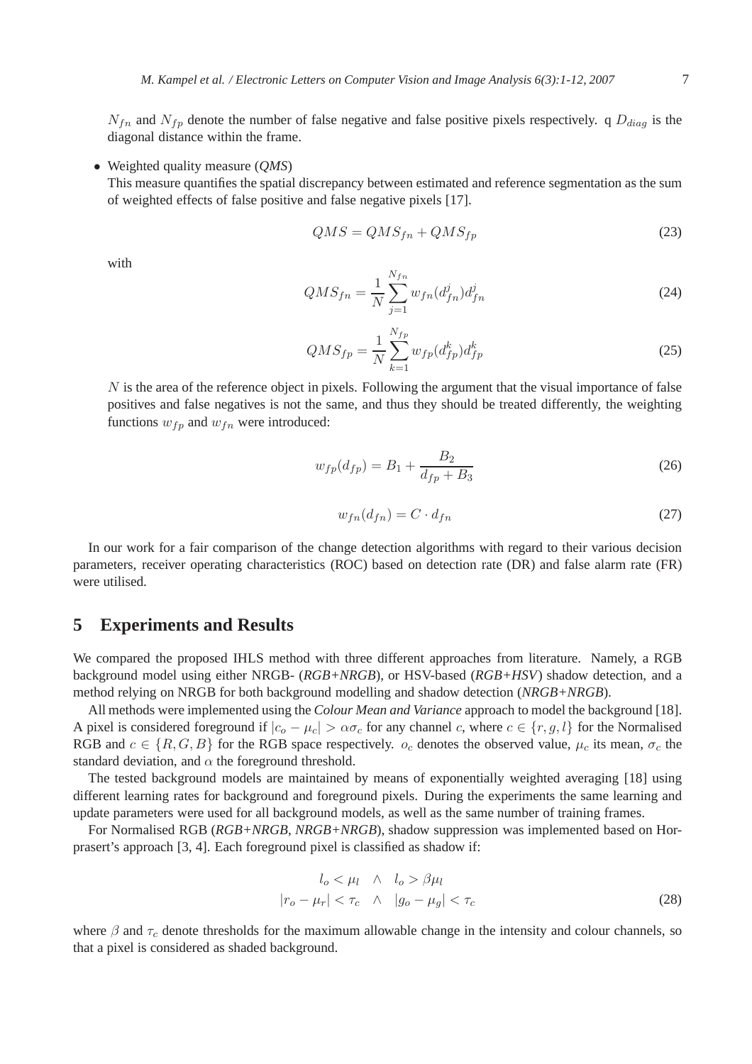$N_{fn}$ and $N_{fp}$ denote the number of false negative and false positive pixels respectively. q $D_{diag}$ is the diagonal distance within the frame.

- Weighted quality measure (*QMS*)

  This measure quantifies the spatial discrepancy between estimated and reference segmentation as the sum of weighted effects of false positive and false negative pixels [17].

$$QMS = QMS_{fn} + QMS_{fp} \tag{23}$$

with

$$QMS_{fn} = \frac{1}{N} \sum_{j=1}^{N_{fn}} w_{fn}(d_{fn}^j) d_{fn}^j \tag{24}$$

$$QMS_{fp} = \frac{1}{N} \sum_{k=1}^{N_{fp}} w_{fp}(d_{fp}^k) d_{fp}^k \tag{25}$$

$N$ is the area of the reference object in pixels. Following the argument that the visual importance of false positives and false negatives is not the same, and thus they should be treated differently, the weighting functions $w_{fp}$ and $w_{fn}$ were introduced:

$$w_{fp}(d_{fp}) = B_1 + \frac{B_2}{d_{fp} + B_3} \tag{26}$$

$$w_{fn}(d_{fn}) = C \cdot d_{fn} \tag{27}$$

In our work for a fair comparison of the change detection algorithms with regard to their various decision parameters, receiver operating characteristics (ROC) based on detection rate (DR) and false alarm rate (FR) were utilised.

## 5 Experiments and Results

We compared the proposed IHLS method with three different approaches from literature. Namely, a RGB background model using either NRGB- (*RGB+NRGB*), or HSV-based (*RGB+HSV*) shadow detection, and a method relying on NRGB for both background modelling and shadow detection (*NRGB+NRGB*).

All methods were implemented using the *Colour Mean and Variance* approach to model the background [18]. A pixel is considered foreground if $|c_o - \mu_c| > \alpha\sigma_c$ for any channel $c$, where $c \in \{r, g, l\}$ for the Normalised RGB and $c \in \{R, G, B\}$ for the RGB space respectively. $o_c$ denotes the observed value, $\mu_c$ its mean, $\sigma_c$ the standard deviation, and $\alpha$ the foreground threshold.

The tested background models are maintained by means of exponentially weighted averaging [18] using different learning rates for background and foreground pixels. During the experiments the same learning and update parameters were used for all background models, as well as the same number of training frames.

For Normalised RGB (*RGB+NRGB*, *NRGB+NRGB*), shadow suppression was implemented based on Horprasert's approach [3, 4]. Each foreground pixel is classified as shadow if:

$$\begin{aligned} l_o < \mu_l \quad &\wedge \quad l_o > \beta\mu_l \\ |r_o - \mu_r| < \tau_c \quad &\wedge \quad |g_o - \mu_g| < \tau_c \end{aligned} \tag{28}$$

where $\beta$ and $\tau_c$ denote thresholds for the maximum allowable change in the intensity and colour channels, so that a pixel is considered as shaded background.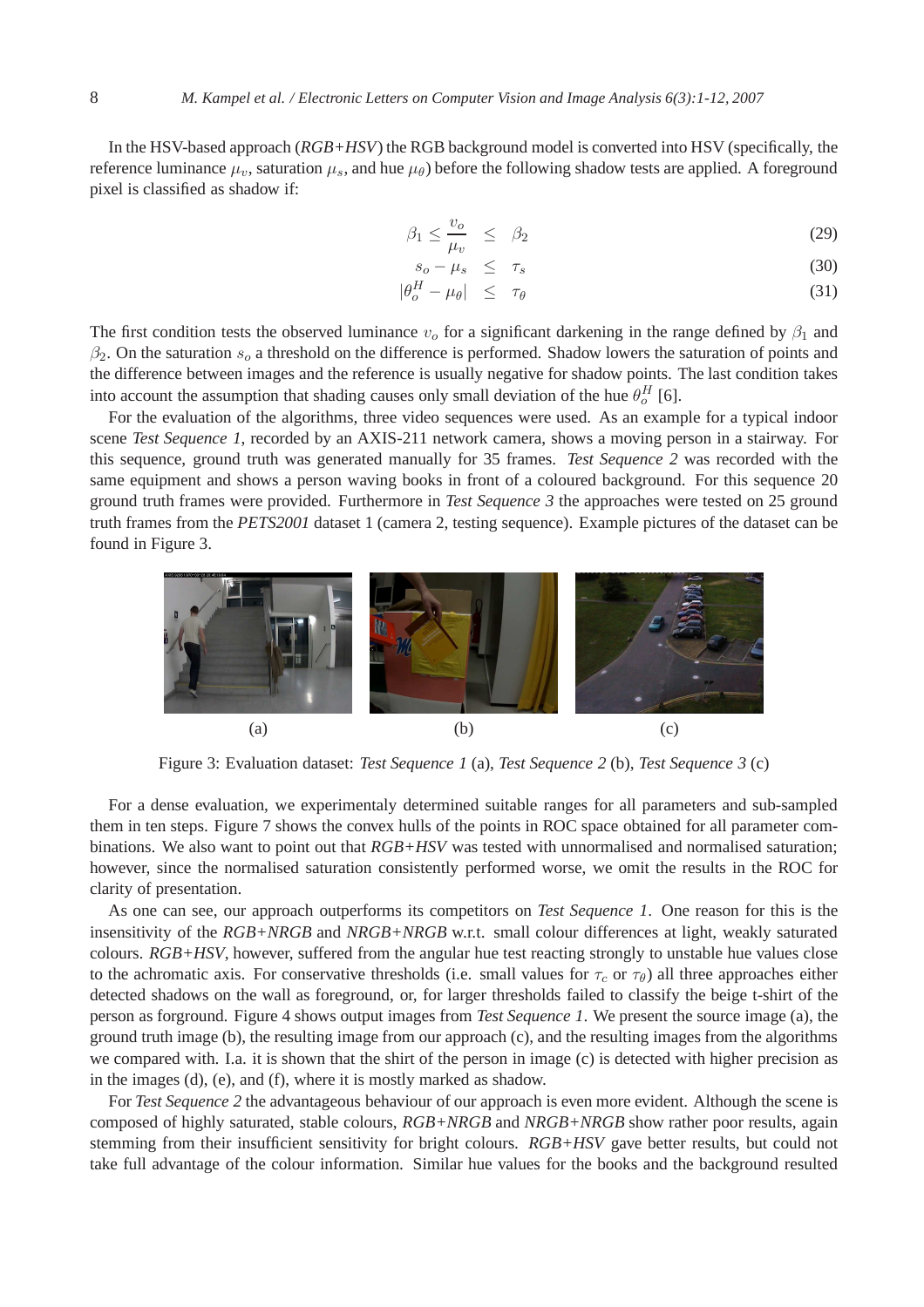In the HSV-based approach (*RGB+HSV*) the RGB background model is converted into HSV (specifically, the reference luminance $\mu_v$, saturation $\mu_s$, and hue $\mu_\theta$) before the following shadow tests are applied. A foreground pixel is classified as shadow if:

$$\beta_1 \leq \frac{v_o}{\mu_v} \leq \beta_2 \tag{29}$$

$$s_o - \mu_s \leq \tau_s \tag{30}$$

$$|\theta_o^H - \mu_\theta| \leq \tau_\theta \tag{31}$$

The first condition tests the observed luminance $v_o$ for a significant darkening in the range defined by $\beta_1$ and $\beta_2$. On the saturation $s_o$ a threshold on the difference is performed. Shadow lowers the saturation of points and the difference between images and the reference is usually negative for shadow points. The last condition takes into account the assumption that shading causes only small deviation of the hue $\theta_o^H$ [6].

For the evaluation of the algorithms, three video sequences were used. As an example for a typical indoor scene *Test Sequence 1*, recorded by an AXIS-211 network camera, shows a moving person in a stairway. For this sequence, ground truth was generated manually for 35 frames. *Test Sequence 2* was recorded with the same equipment and shows a person waving books in front of a coloured background. For this sequence 20 ground truth frames were provided. Furthermore in *Test Sequence 3* the approaches were tested on 25 ground truth frames from the *PETS2001* dataset 1 (camera 2, testing sequence). Example pictures of the dataset can be found in Figure 3.

(a) (b) (c)

Figure 3: Evaluation dataset: *Test Sequence 1* (a), *Test Sequence 2* (b), *Test Sequence 3* (c)

For a dense evaluation, we experimentaly determined suitable ranges for all parameters and sub-sampled them in ten steps. Figure 7 shows the convex hulls of the points in ROC space obtained for all parameter combinations. We also want to point out that *RGB+HSV* was tested with unnormalised and normalised saturation; however, since the normalised saturation consistently performed worse, we omit the results in the ROC for clarity of presentation.

As one can see, our approach outperforms its competitors on *Test Sequence 1*. One reason for this is the insensitivity of the *RGB+NRGB* and *NRGB+NRGB* w.r.t. small colour differences at light, weakly saturated colours. *RGB+HSV*, however, suffered from the angular hue test reacting strongly to unstable hue values close to the achromatic axis. For conservative thresholds (i.e. small values for $\tau_c$ or $\tau_\theta$) all three approaches either detected shadows on the wall as foreground, or, for larger thresholds failed to classify the beige t-shirt of the person as forground. Figure 4 shows output images from *Test Sequence 1*. We present the source image (a), the ground truth image (b), the resulting image from our approach (c), and the resulting images from the algorithms we compared with. I.a. it is shown that the shirt of the person in image (c) is detected with higher precision as in the images (d), (e), and (f), where it is mostly marked as shadow.

For *Test Sequence 2* the advantageous behaviour of our approach is even more evident. Although the scene is composed of highly saturated, stable colours, *RGB+NRGB* and *NRGB+NRGB* show rather poor results, again stemming from their insufficient sensitivity for bright colours. *RGB+HSV* gave better results, but could not take full advantage of the colour information. Similar hue values for the books and the background resulted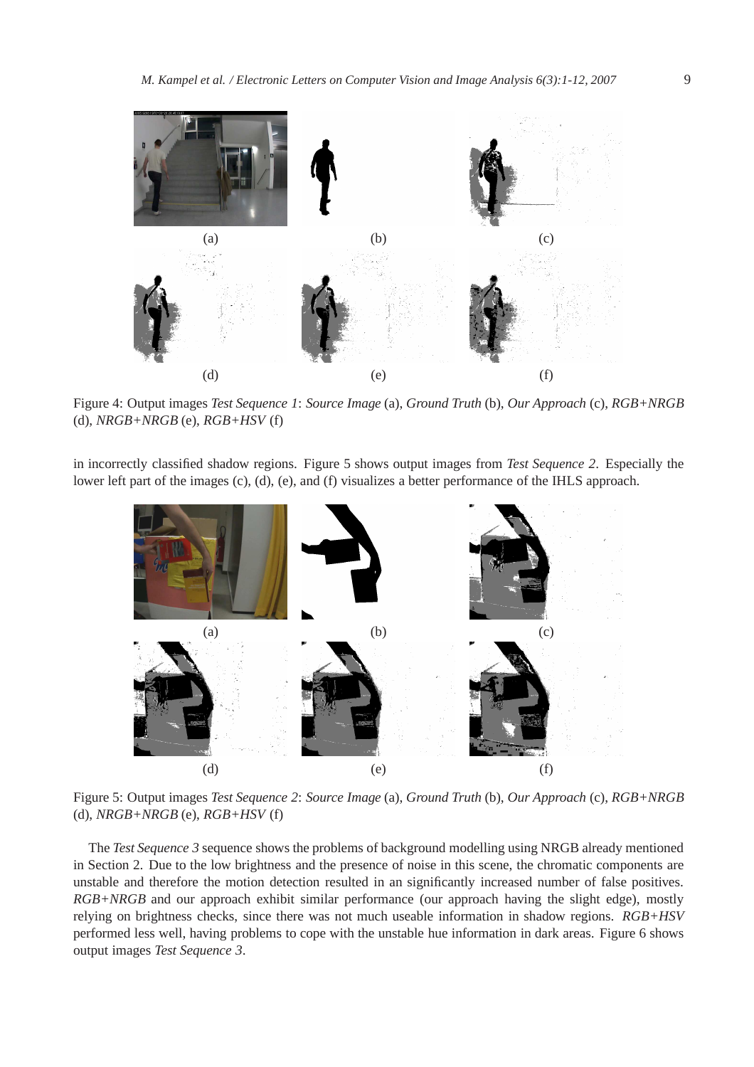(a) (b) (c)

(d) (e) (f)

Figure 4: Output images *Test Sequence 1*: *Source Image* (a), *Ground Truth* (b), *Our Approach* (c), *RGB+NRGB* (d), *NRGB+NRGB* (e), *RGB+HSV* (f)

in incorrectly classified shadow regions. Figure 5 shows output images from *Test Sequence 2*. Especially the lower left part of the images (c), (d), (e), and (f) visualizes a better performance of the IHLS approach.

(a) (b) (c)

(d) (e) (f)

Figure 5: Output images *Test Sequence 2*: *Source Image* (a), *Ground Truth* (b), *Our Approach* (c), *RGB+NRGB* (d), *NRGB+NRGB* (e), *RGB+HSV* (f)

The *Test Sequence 3* sequence shows the problems of background modelling using NRGB already mentioned in Section 2. Due to the low brightness and the presence of noise in this scene, the chromatic components are unstable and therefore the motion detection resulted in an significantly increased number of false positives. *RGB+NRGB* and our approach exhibit similar performance (our approach having the slight edge), mostly relying on brightness checks, since there was not much useable information in shadow regions. *RGB+HSV* performed less well, having problems to cope with the unstable hue information in dark areas. Figure 6 shows output images *Test Sequence 3*.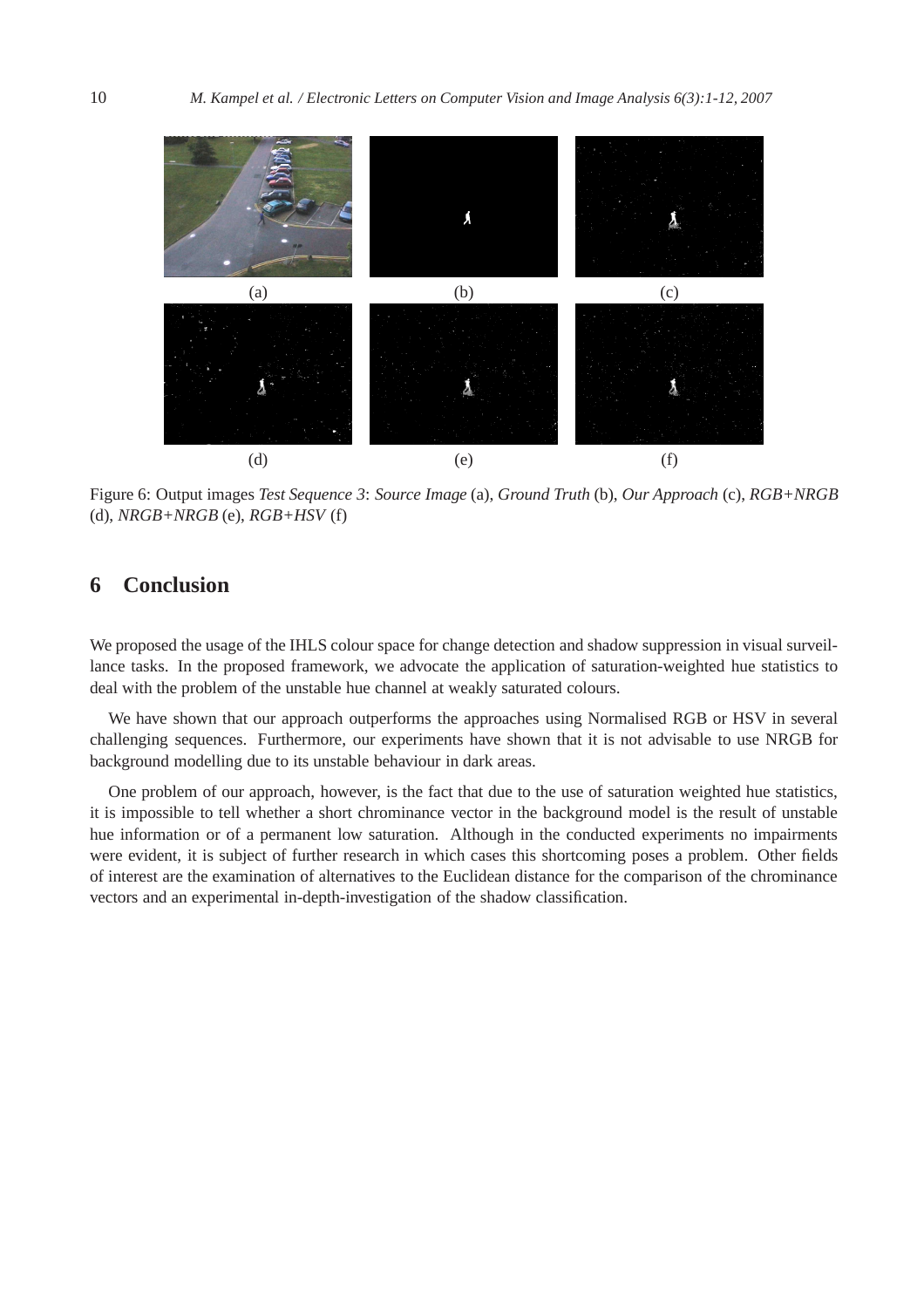(a) (b) (c)

(d) (e) (f)

Figure 6: Output images *Test Sequence 3*: *Source Image* (a), *Ground Truth* (b), *Our Approach* (c), *RGB+NRGB* (d), *NRGB+NRGB* (e), *RGB+HSV* (f)

## 6 Conclusion

We proposed the usage of the IHLS colour space for change detection and shadow suppression in visual surveillance tasks. In the proposed framework, we advocate the application of saturation-weighted hue statistics to deal with the problem of the unstable hue channel at weakly saturated colours.

We have shown that our approach outperforms the approaches using Normalised RGB or HSV in several challenging sequences. Furthermore, our experiments have shown that it is not advisable to use NRGB for background modelling due to its unstable behaviour in dark areas.

One problem of our approach, however, is the fact that due to the use of saturation weighted hue statistics, it is impossible to tell whether a short chrominance vector in the background model is the result of unstable hue information or of a permanent low saturation. Although in the conducted experiments no impairments were evident, it is subject of further research in which cases this shortcoming poses a problem. Other fields of interest are the examination of alternatives to the Euclidean distance for the comparison of the chrominance vectors and an experimental in-depth-investigation of the shadow classification.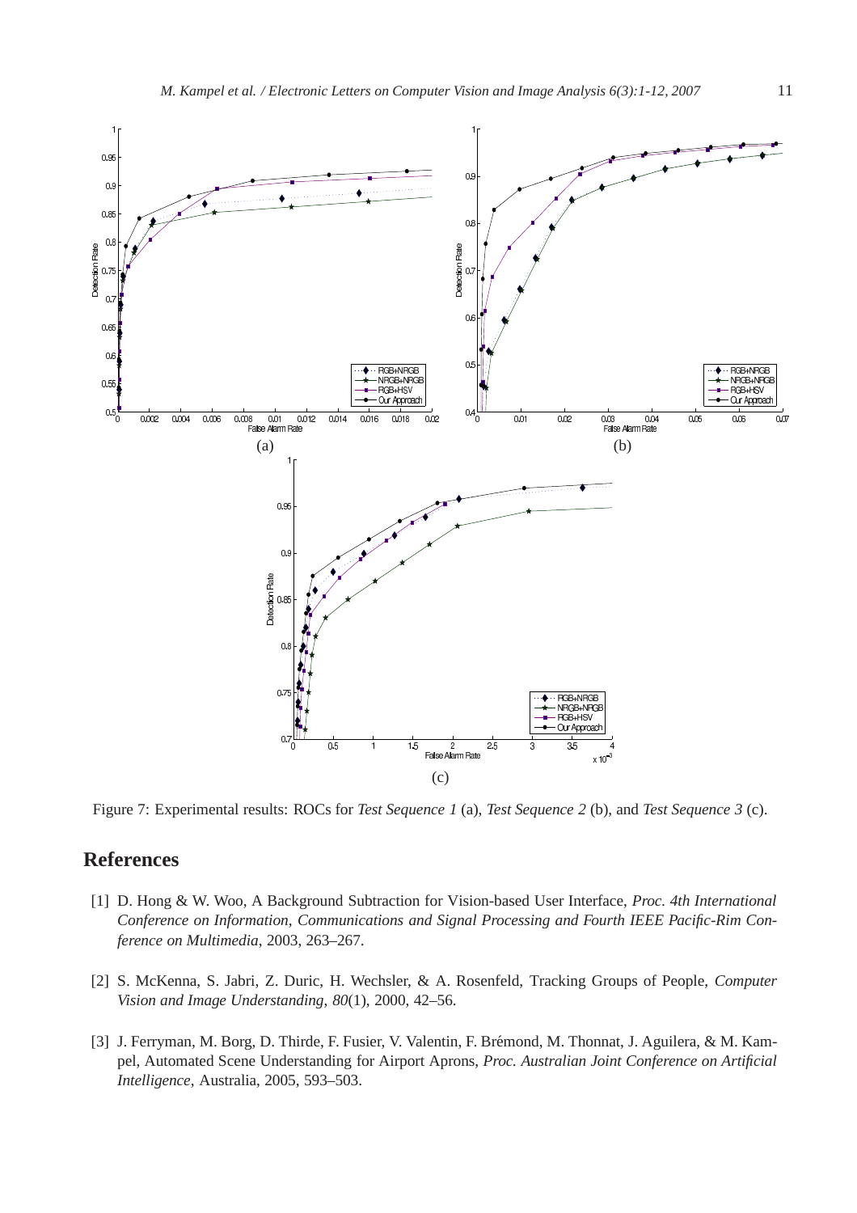Detection Rate

False Alarm Rate

RGB+NRGB
NRGB+NRGB
RGB+HSV
Our Approach

(a)

(b)

x $10^{-3}$

(c)

Figure 7: Experimental results: ROCs for *Test Sequence 1* (a), *Test Sequence 2* (b), and *Test Sequence 3* (c).

## References

[1] D. Hong & W. Woo, A Background Subtraction for Vision-based User Interface, *Proc. 4th International Conference on Information, Communications and Signal Processing and Fourth IEEE Pacific-Rim Conference on Multimedia*, 2003, 263–267.

[2] S. McKenna, S. Jabri, Z. Duric, H. Wechsler, & A. Rosenfeld, Tracking Groups of People, *Computer Vision and Image Understanding*, *80*(1), 2000, 42–56.

[3] J. Ferryman, M. Borg, D. Thirde, F. Fusier, V. Valentin, F. Brémond, M. Thonnat, J. Aguilera, & M. Kampel, Automated Scene Understanding for Airport Aprons, *Proc. Australian Joint Conference on Artificial Intelligence*, Australia, 2005, 593–503.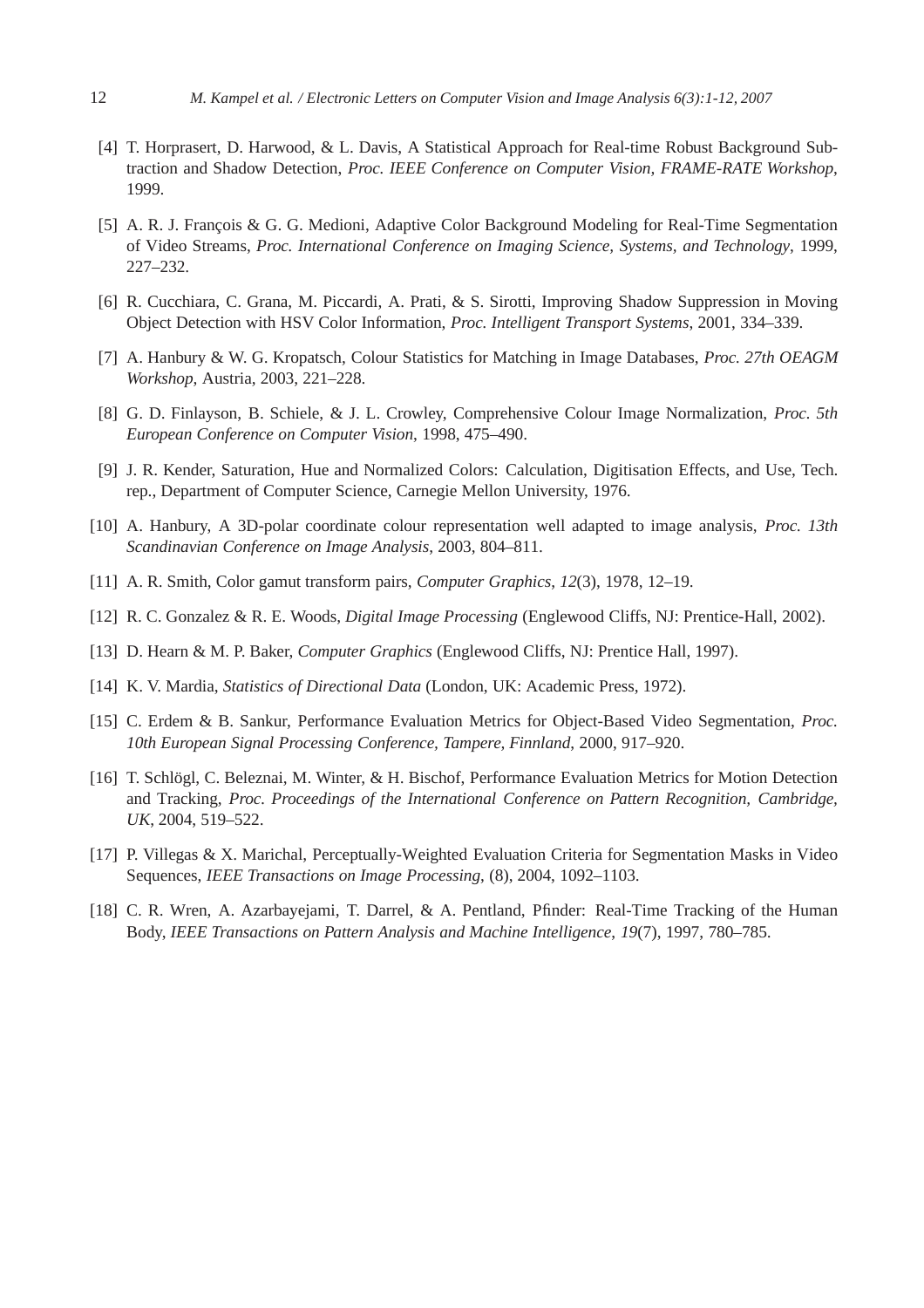[4] T. Horprasert, D. Harwood, & L. Davis, A Statistical Approach for Real-time Robust Background Subtraction and Shadow Detection, *Proc. IEEE Conference on Computer Vision, FRAME-RATE Workshop*, 1999.

[5] A. R. J. François & G. G. Medioni, Adaptive Color Background Modeling for Real-Time Segmentation of Video Streams, *Proc. International Conference on Imaging Science, Systems, and Technology*, 1999, 227–232.

[6] R. Cucchiara, C. Grana, M. Piccardi, A. Prati, & S. Sirotti, Improving Shadow Suppression in Moving Object Detection with HSV Color Information, *Proc. Intelligent Transport Systems*, 2001, 334–339.

[7] A. Hanbury & W. G. Kropatsch, Colour Statistics for Matching in Image Databases, *Proc. 27th OEAGM Workshop*, Austria, 2003, 221–228.

[8] G. D. Finlayson, B. Schiele, & J. L. Crowley, Comprehensive Colour Image Normalization, *Proc. 5th European Conference on Computer Vision*, 1998, 475–490.

[9] J. R. Kender, Saturation, Hue and Normalized Colors: Calculation, Digitisation Effects, and Use, Tech. rep., Department of Computer Science, Carnegie Mellon University, 1976.

[10] A. Hanbury, A 3D-polar coordinate colour representation well adapted to image analysis, *Proc. 13th Scandinavian Conference on Image Analysis*, 2003, 804–811.

[11] A. R. Smith, Color gamut transform pairs, *Computer Graphics*, *12*(3), 1978, 12–19.

[12] R. C. Gonzalez & R. E. Woods, *Digital Image Processing* (Englewood Cliffs, NJ: Prentice-Hall, 2002).

[13] D. Hearn & M. P. Baker, *Computer Graphics* (Englewood Cliffs, NJ: Prentice Hall, 1997).

[14] K. V. Mardia, *Statistics of Directional Data* (London, UK: Academic Press, 1972).

[15] C. Erdem & B. Sankur, Performance Evaluation Metrics for Object-Based Video Segmentation, *Proc. 10th European Signal Processing Conference, Tampere, Finnland*, 2000, 917–920.

[16] T. Schlögl, C. Beleznai, M. Winter, & H. Bischof, Performance Evaluation Metrics for Motion Detection and Tracking, *Proc. Proceedings of the International Conference on Pattern Recognition, Cambridge, UK*, 2004, 519–522.

[17] P. Villegas & X. Marichal, Perceptually-Weighted Evaluation Criteria for Segmentation Masks in Video Sequences, *IEEE Transactions on Image Processing*, (8), 2004, 1092–1103.

[18] C. R. Wren, A. Azarbayejami, T. Darrel, & A. Pentland, Pfinder: Real-Time Tracking of the Human Body, *IEEE Transactions on Pattern Analysis and Machine Intelligence*, *19*(7), 1997, 780–785.